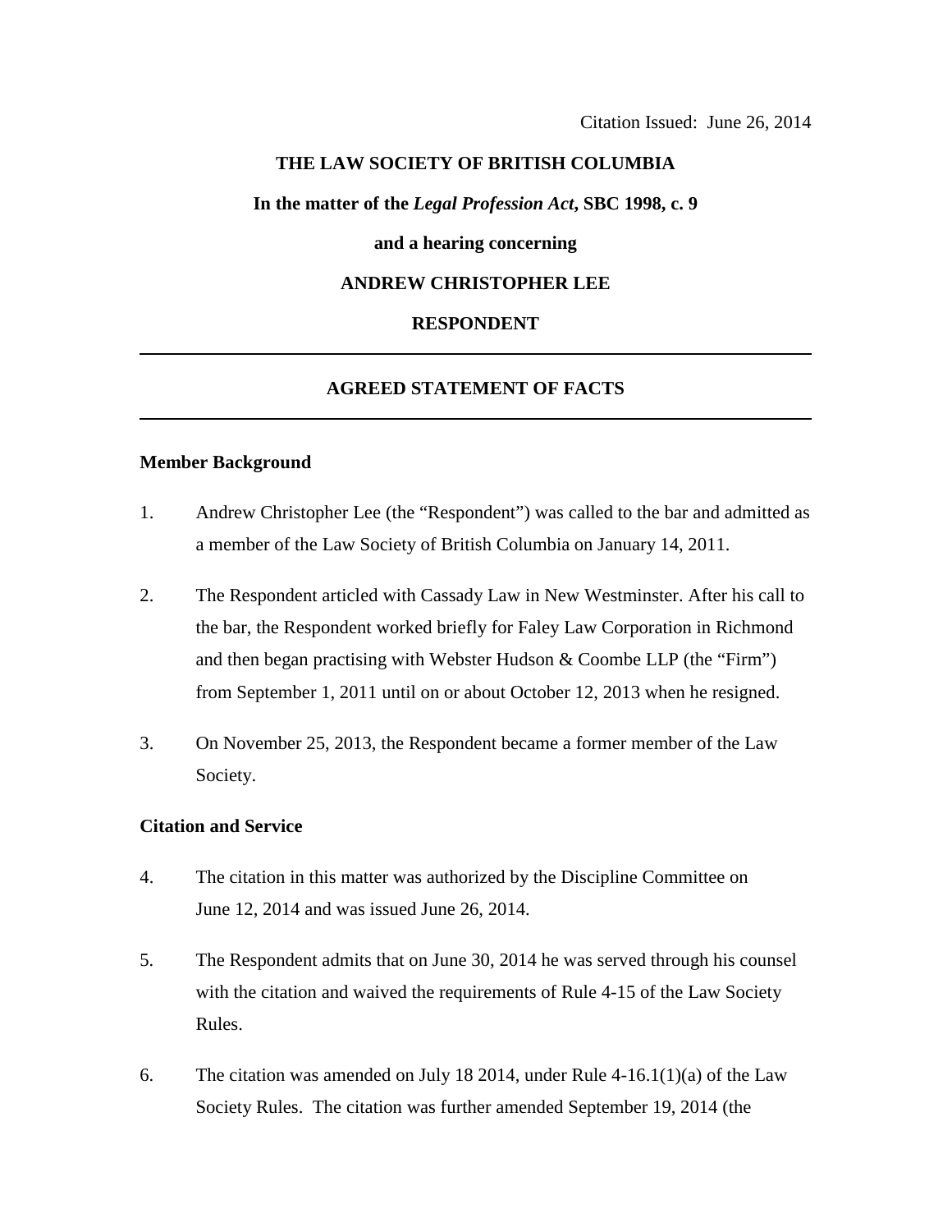Citation Issued: June 26, 2014

**THE LAW SOCIETY OF BRITISH COLUMBIA**

**In the matter of the *Legal Profession Act*, SBC 1998, c. 9**

**and a hearing concerning**

**ANDREW CHRISTOPHER LEE**

**RESPONDENT**

---

## AGREED STATEMENT OF FACTS

---

### Member Background

1. Andrew Christopher Lee (the "Respondent") was called to the bar and admitted as a member of the Law Society of British Columbia on January 14, 2011.

2. The Respondent articled with Cassady Law in New Westminster. After his call to the bar, the Respondent worked briefly for Faley Law Corporation in Richmond and then began practising with Webster Hudson & Coombe LLP (the "Firm") from September 1, 2011 until on or about October 12, 2013 when he resigned.

3. On November 25, 2013, the Respondent became a former member of the Law Society.

### Citation and Service

4. The citation in this matter was authorized by the Discipline Committee on June 12, 2014 and was issued June 26, 2014.

5. The Respondent admits that on June 30, 2014 he was served through his counsel with the citation and waived the requirements of Rule 4-15 of the Law Society Rules.

6. The citation was amended on July 18 2014, under Rule 4-16.1(1)(a) of the Law Society Rules. The citation was further amended September 19, 2014 (the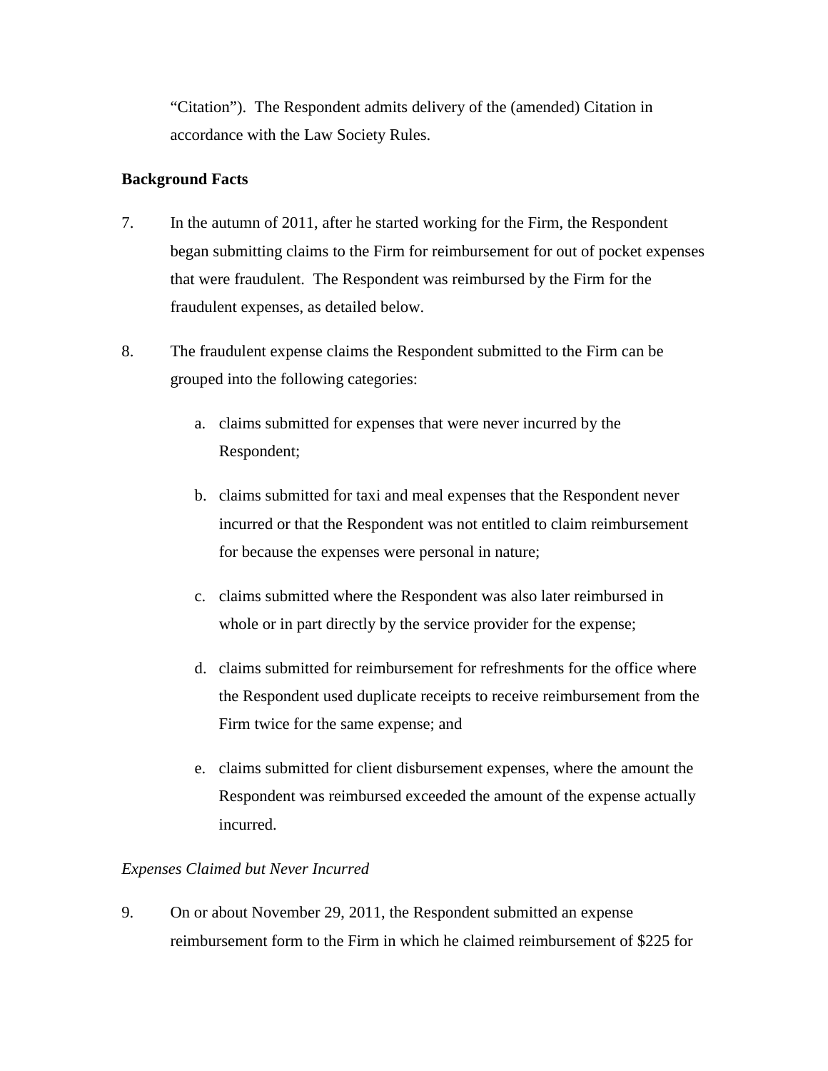"Citation"). The Respondent admits delivery of the (amended) Citation in accordance with the Law Society Rules.

**Background Facts**

7. In the autumn of 2011, after he started working for the Firm, the Respondent began submitting claims to the Firm for reimbursement for out of pocket expenses that were fraudulent. The Respondent was reimbursed by the Firm for the fraudulent expenses, as detailed below.

8. The fraudulent expense claims the Respondent submitted to the Firm can be grouped into the following categories:

   a. claims submitted for expenses that were never incurred by the Respondent;

   b. claims submitted for taxi and meal expenses that the Respondent never incurred or that the Respondent was not entitled to claim reimbursement for because the expenses were personal in nature;

   c. claims submitted where the Respondent was also later reimbursed in whole or in part directly by the service provider for the expense;

   d. claims submitted for reimbursement for refreshments for the office where the Respondent used duplicate receipts to receive reimbursement from the Firm twice for the same expense; and

   e. claims submitted for client disbursement expenses, where the amount the Respondent was reimbursed exceeded the amount of the expense actually incurred.

*Expenses Claimed but Never Incurred*

9. On or about November 29, 2011, the Respondent submitted an expense reimbursement form to the Firm in which he claimed reimbursement of $225 for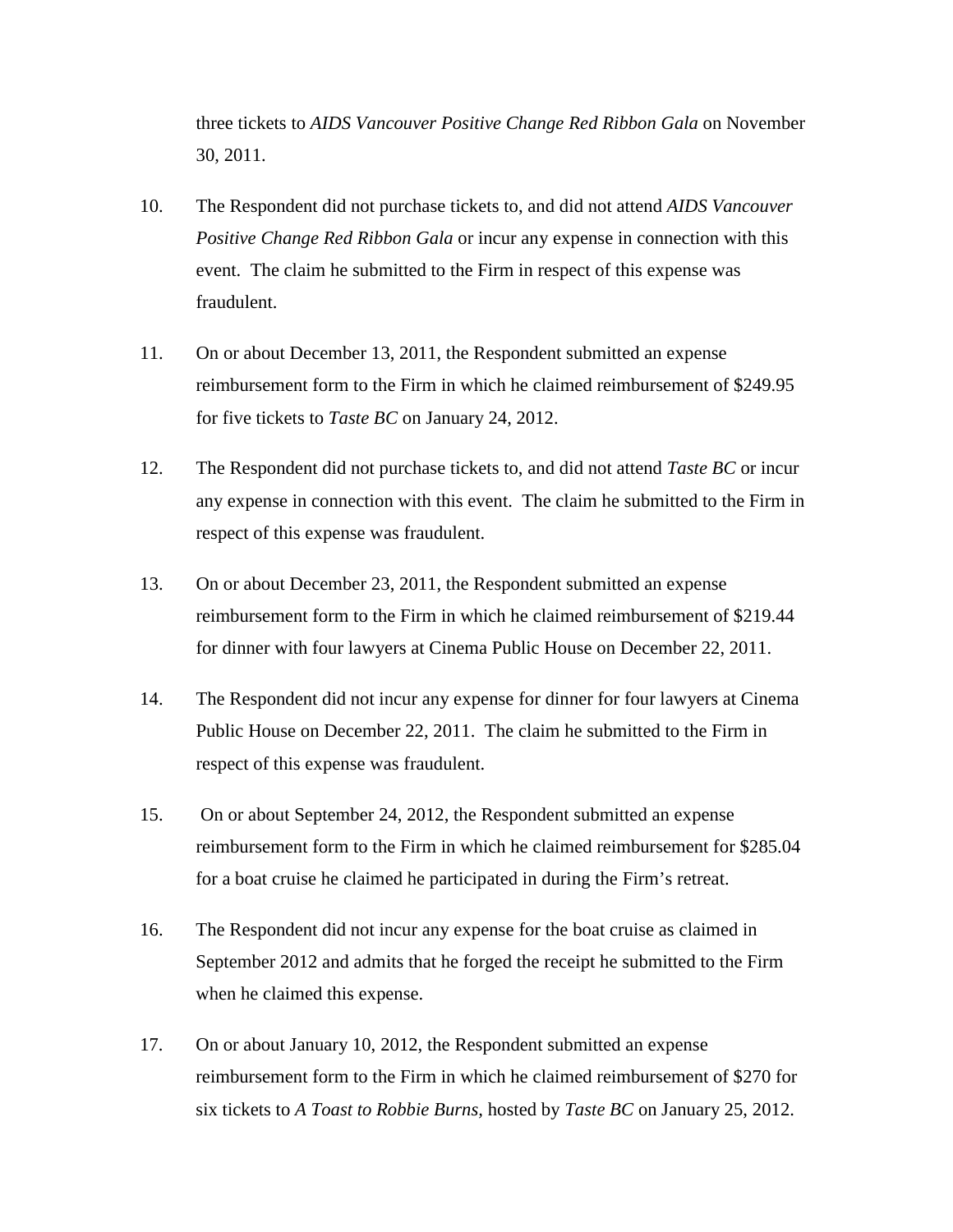three tickets to *AIDS Vancouver Positive Change Red Ribbon Gala* on November 30, 2011.

10. The Respondent did not purchase tickets to, and did not attend *AIDS Vancouver Positive Change Red Ribbon Gala* or incur any expense in connection with this event. The claim he submitted to the Firm in respect of this expense was fraudulent.

11. On or about December 13, 2011, the Respondent submitted an expense reimbursement form to the Firm in which he claimed reimbursement of $249.95 for five tickets to *Taste BC* on January 24, 2012.

12. The Respondent did not purchase tickets to, and did not attend *Taste BC* or incur any expense in connection with this event. The claim he submitted to the Firm in respect of this expense was fraudulent.

13. On or about December 23, 2011, the Respondent submitted an expense reimbursement form to the Firm in which he claimed reimbursement of $219.44 for dinner with four lawyers at Cinema Public House on December 22, 2011.

14. The Respondent did not incur any expense for dinner for four lawyers at Cinema Public House on December 22, 2011. The claim he submitted to the Firm in respect of this expense was fraudulent.

15. On or about September 24, 2012, the Respondent submitted an expense reimbursement form to the Firm in which he claimed reimbursement for $285.04 for a boat cruise he claimed he participated in during the Firm's retreat.

16. The Respondent did not incur any expense for the boat cruise as claimed in September 2012 and admits that he forged the receipt he submitted to the Firm when he claimed this expense.

17. On or about January 10, 2012, the Respondent submitted an expense reimbursement form to the Firm in which he claimed reimbursement of $270 for six tickets to *A Toast to Robbie Burns,* hosted by *Taste BC* on January 25, 2012.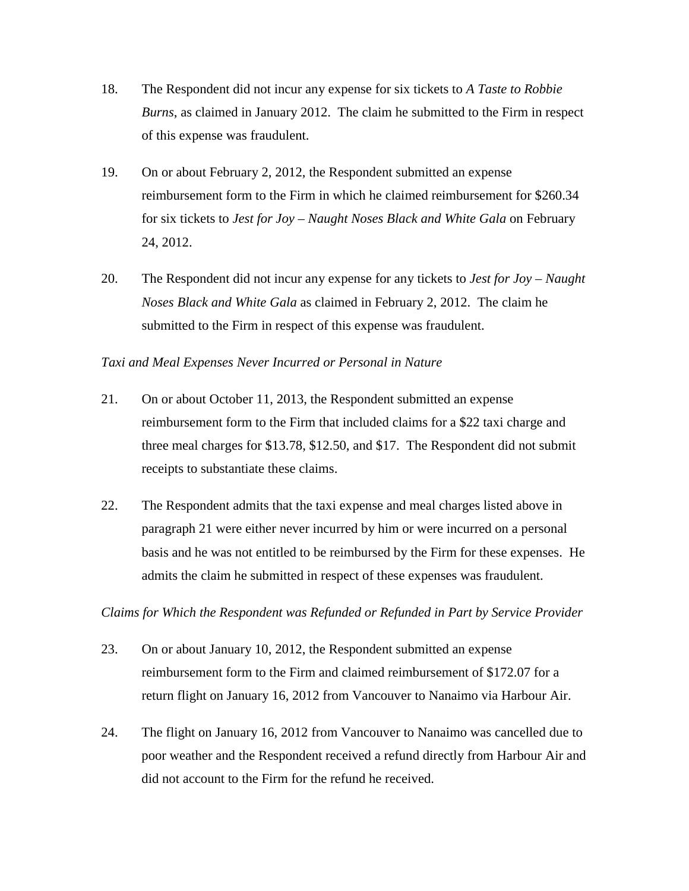18. The Respondent did not incur any expense for six tickets to *A Taste to Robbie Burns*, as claimed in January 2012. The claim he submitted to the Firm in respect of this expense was fraudulent.

19. On or about February 2, 2012, the Respondent submitted an expense reimbursement form to the Firm in which he claimed reimbursement for $260.34 for six tickets to *Jest for Joy – Naught Noses Black and White Gala* on February 24, 2012.

20. The Respondent did not incur any expense for any tickets to *Jest for Joy – Naught Noses Black and White Gala* as claimed in February 2, 2012. The claim he submitted to the Firm in respect of this expense was fraudulent.

*Taxi and Meal Expenses Never Incurred or Personal in Nature*

21. On or about October 11, 2013, the Respondent submitted an expense reimbursement form to the Firm that included claims for a $22 taxi charge and three meal charges for $13.78, $12.50, and $17. The Respondent did not submit receipts to substantiate these claims.

22. The Respondent admits that the taxi expense and meal charges listed above in paragraph 21 were either never incurred by him or were incurred on a personal basis and he was not entitled to be reimbursed by the Firm for these expenses. He admits the claim he submitted in respect of these expenses was fraudulent.

*Claims for Which the Respondent was Refunded or Refunded in Part by Service Provider*

23. On or about January 10, 2012, the Respondent submitted an expense reimbursement form to the Firm and claimed reimbursement of $172.07 for a return flight on January 16, 2012 from Vancouver to Nanaimo via Harbour Air.

24. The flight on January 16, 2012 from Vancouver to Nanaimo was cancelled due to poor weather and the Respondent received a refund directly from Harbour Air and did not account to the Firm for the refund he received.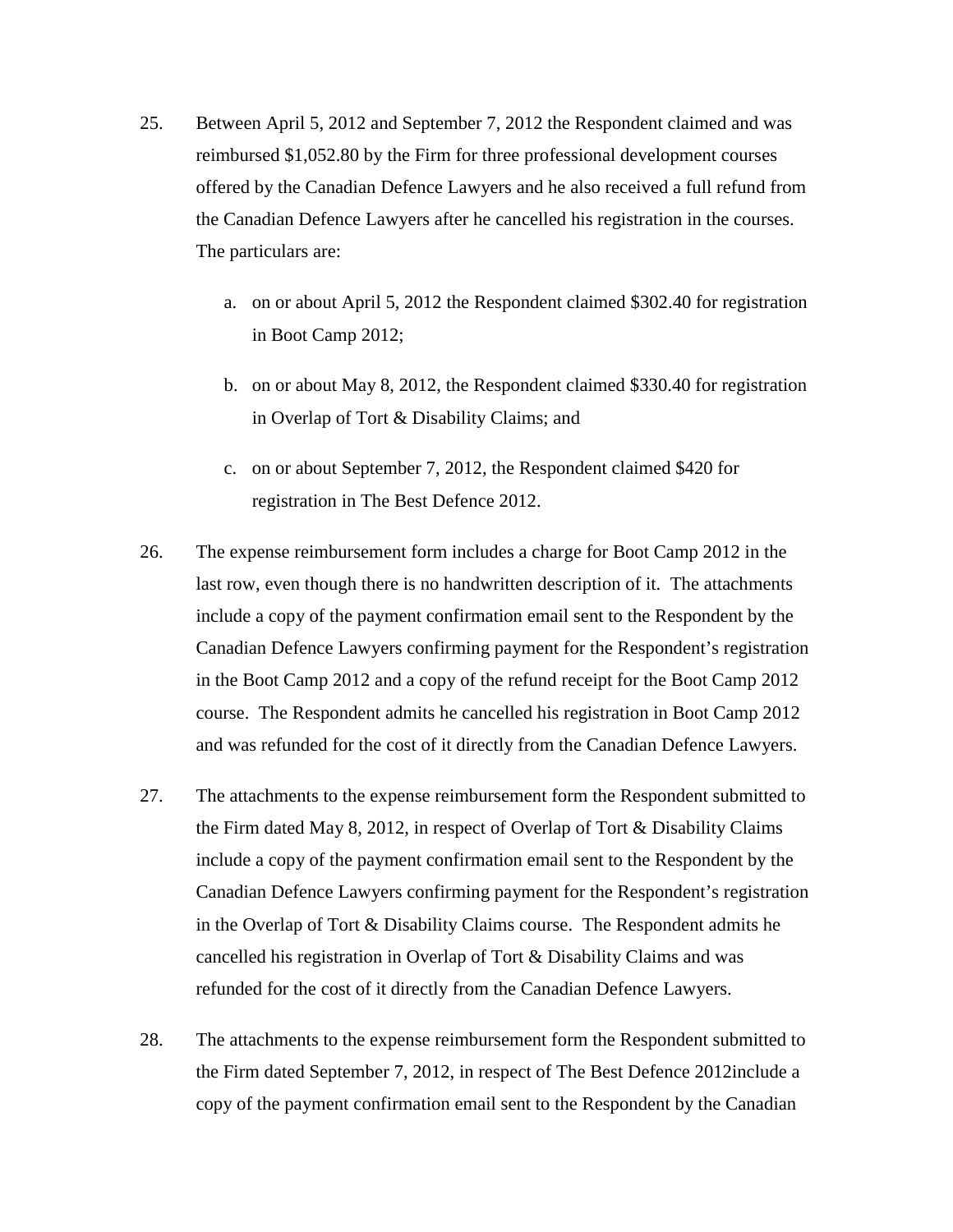25. Between April 5, 2012 and September 7, 2012 the Respondent claimed and was reimbursed $1,052.80 by the Firm for three professional development courses offered by the Canadian Defence Lawyers and he also received a full refund from the Canadian Defence Lawyers after he cancelled his registration in the courses. The particulars are:

    a. on or about April 5, 2012 the Respondent claimed $302.40 for registration in Boot Camp 2012;

    b. on or about May 8, 2012, the Respondent claimed $330.40 for registration in Overlap of Tort & Disability Claims; and

    c. on or about September 7, 2012, the Respondent claimed $420 for registration in The Best Defence 2012.

26. The expense reimbursement form includes a charge for Boot Camp 2012 in the last row, even though there is no handwritten description of it. The attachments include a copy of the payment confirmation email sent to the Respondent by the Canadian Defence Lawyers confirming payment for the Respondent's registration in the Boot Camp 2012 and a copy of the refund receipt for the Boot Camp 2012 course. The Respondent admits he cancelled his registration in Boot Camp 2012 and was refunded for the cost of it directly from the Canadian Defence Lawyers.

27. The attachments to the expense reimbursement form the Respondent submitted to the Firm dated May 8, 2012, in respect of Overlap of Tort & Disability Claims include a copy of the payment confirmation email sent to the Respondent by the Canadian Defence Lawyers confirming payment for the Respondent's registration in the Overlap of Tort & Disability Claims course. The Respondent admits he cancelled his registration in Overlap of Tort & Disability Claims and was refunded for the cost of it directly from the Canadian Defence Lawyers.

28. The attachments to the expense reimbursement form the Respondent submitted to the Firm dated September 7, 2012, in respect of The Best Defence 2012include a copy of the payment confirmation email sent to the Respondent by the Canadian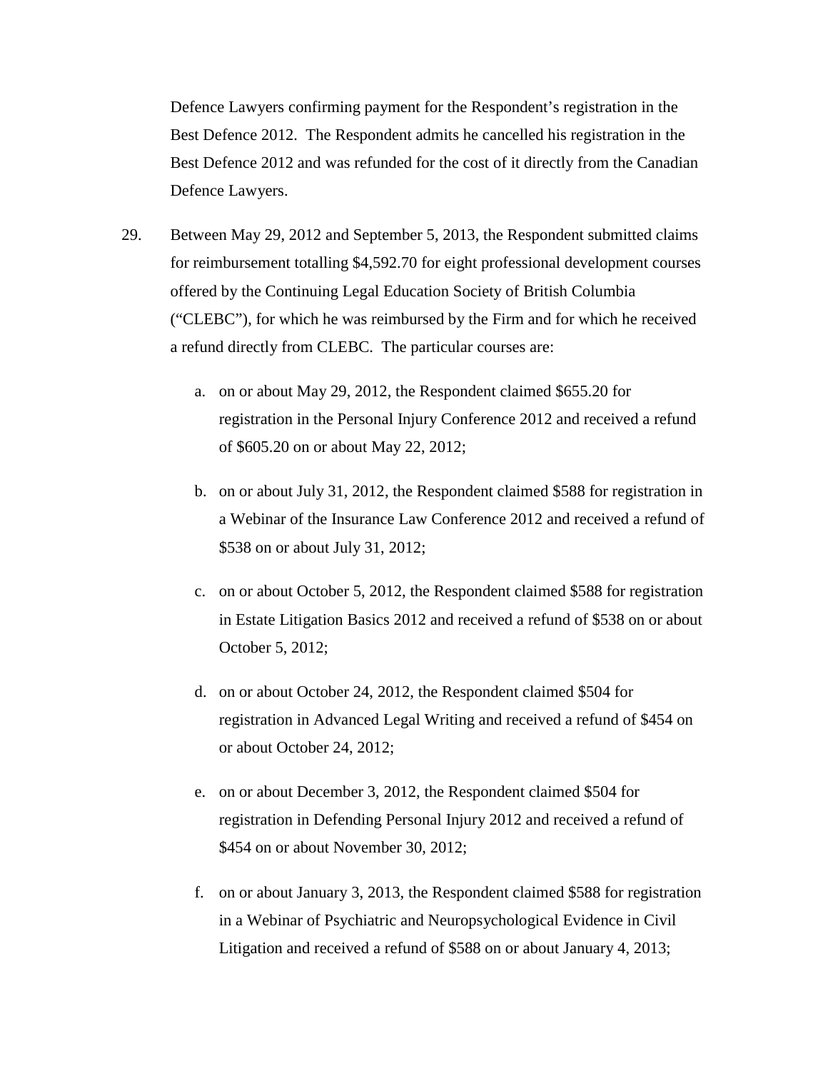Defence Lawyers confirming payment for the Respondent's registration in the Best Defence 2012. The Respondent admits he cancelled his registration in the Best Defence 2012 and was refunded for the cost of it directly from the Canadian Defence Lawyers.

29. Between May 29, 2012 and September 5, 2013, the Respondent submitted claims for reimbursement totalling $4,592.70 for eight professional development courses offered by the Continuing Legal Education Society of British Columbia ("CLEBC"), for which he was reimbursed by the Firm and for which he received a refund directly from CLEBC. The particular courses are:

    a. on or about May 29, 2012, the Respondent claimed $655.20 for registration in the Personal Injury Conference 2012 and received a refund of $605.20 on or about May 22, 2012;

    b. on or about July 31, 2012, the Respondent claimed $588 for registration in a Webinar of the Insurance Law Conference 2012 and received a refund of $538 on or about July 31, 2012;

    c. on or about October 5, 2012, the Respondent claimed $588 for registration in Estate Litigation Basics 2012 and received a refund of $538 on or about October 5, 2012;

    d. on or about October 24, 2012, the Respondent claimed $504 for registration in Advanced Legal Writing and received a refund of $454 on or about October 24, 2012;

    e. on or about December 3, 2012, the Respondent claimed $504 for registration in Defending Personal Injury 2012 and received a refund of $454 on or about November 30, 2012;

    f. on or about January 3, 2013, the Respondent claimed $588 for registration in a Webinar of Psychiatric and Neuropsychological Evidence in Civil Litigation and received a refund of $588 on or about January 4, 2013;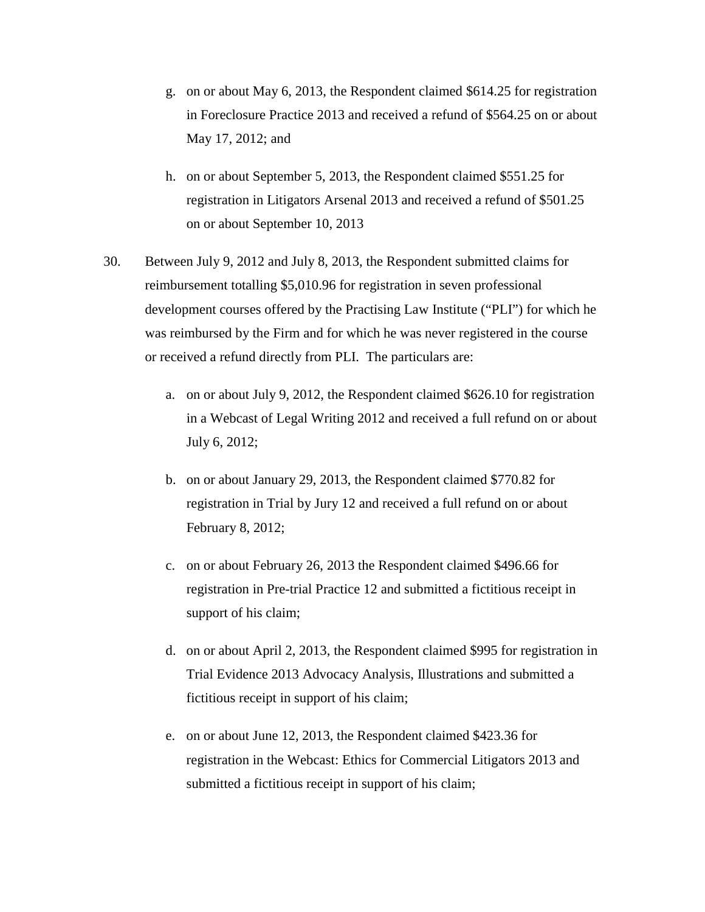g. on or about May 6, 2013, the Respondent claimed $614.25 for registration in Foreclosure Practice 2013 and received a refund of $564.25 on or about May 17, 2012; and

h. on or about September 5, 2013, the Respondent claimed $551.25 for registration in Litigators Arsenal 2013 and received a refund of $501.25 on or about September 10, 2013

30. Between July 9, 2012 and July 8, 2013, the Respondent submitted claims for reimbursement totalling $5,010.96 for registration in seven professional development courses offered by the Practising Law Institute ("PLI") for which he was reimbursed by the Firm and for which he was never registered in the course or received a refund directly from PLI. The particulars are:

a. on or about July 9, 2012, the Respondent claimed $626.10 for registration in a Webcast of Legal Writing 2012 and received a full refund on or about July 6, 2012;

b. on or about January 29, 2013, the Respondent claimed $770.82 for registration in Trial by Jury 12 and received a full refund on or about February 8, 2012;

c. on or about February 26, 2013 the Respondent claimed $496.66 for registration in Pre-trial Practice 12 and submitted a fictitious receipt in support of his claim;

d. on or about April 2, 2013, the Respondent claimed $995 for registration in Trial Evidence 2013 Advocacy Analysis, Illustrations and submitted a fictitious receipt in support of his claim;

e. on or about June 12, 2013, the Respondent claimed $423.36 for registration in the Webcast: Ethics for Commercial Litigators 2013 and submitted a fictitious receipt in support of his claim;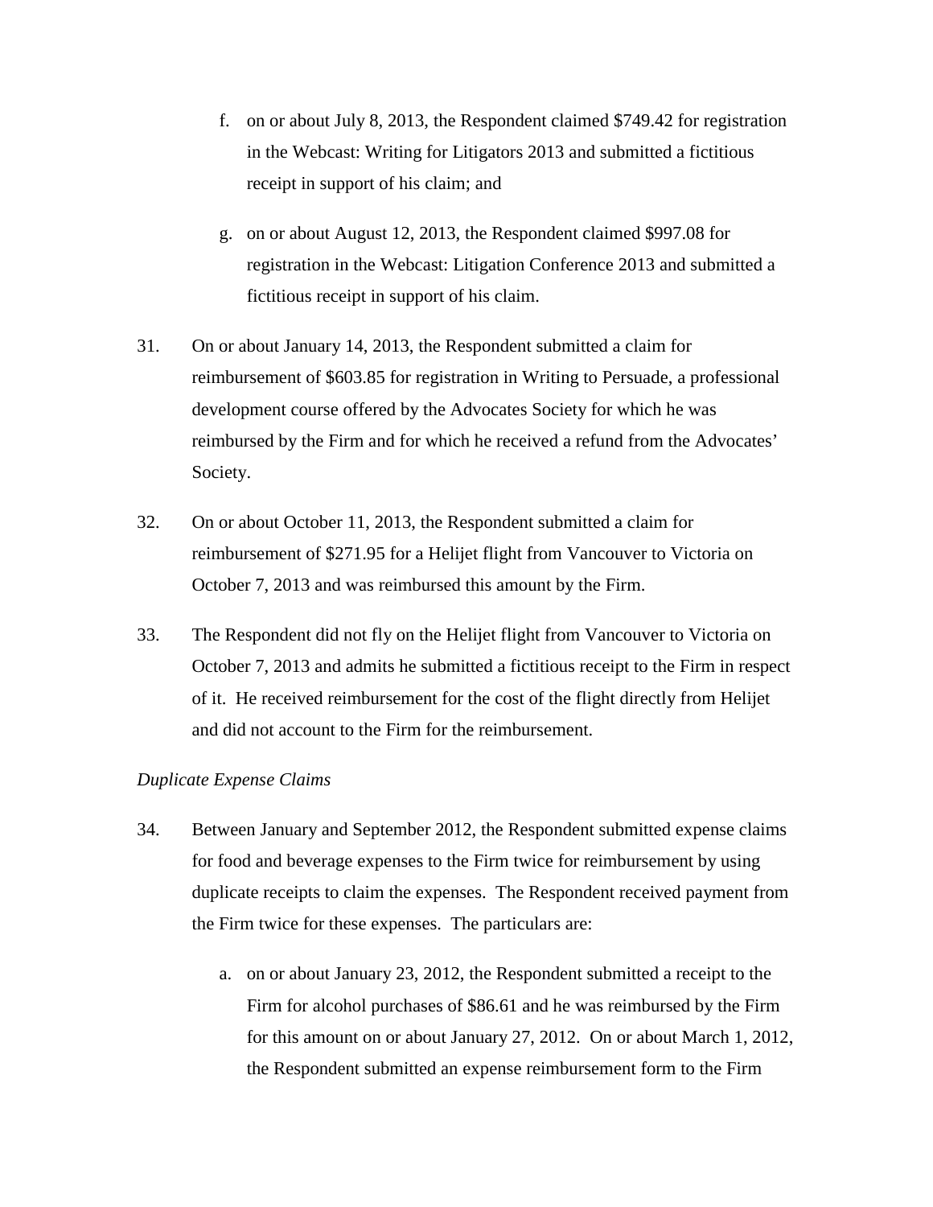f. on or about July 8, 2013, the Respondent claimed $749.42 for registration in the Webcast: Writing for Litigators 2013 and submitted a fictitious receipt in support of his claim; and

g. on or about August 12, 2013, the Respondent claimed $997.08 for registration in the Webcast: Litigation Conference 2013 and submitted a fictitious receipt in support of his claim.

31. On or about January 14, 2013, the Respondent submitted a claim for reimbursement of $603.85 for registration in Writing to Persuade, a professional development course offered by the Advocates Society for which he was reimbursed by the Firm and for which he received a refund from the Advocates' Society.

32. On or about October 11, 2013, the Respondent submitted a claim for reimbursement of $271.95 for a Helijet flight from Vancouver to Victoria on October 7, 2013 and was reimbursed this amount by the Firm.

33. The Respondent did not fly on the Helijet flight from Vancouver to Victoria on October 7, 2013 and admits he submitted a fictitious receipt to the Firm in respect of it. He received reimbursement for the cost of the flight directly from Helijet and did not account to the Firm for the reimbursement.

*Duplicate Expense Claims*

34. Between January and September 2012, the Respondent submitted expense claims for food and beverage expenses to the Firm twice for reimbursement by using duplicate receipts to claim the expenses. The Respondent received payment from the Firm twice for these expenses. The particulars are:

a. on or about January 23, 2012, the Respondent submitted a receipt to the Firm for alcohol purchases of $86.61 and he was reimbursed by the Firm for this amount on or about January 27, 2012. On or about March 1, 2012, the Respondent submitted an expense reimbursement form to the Firm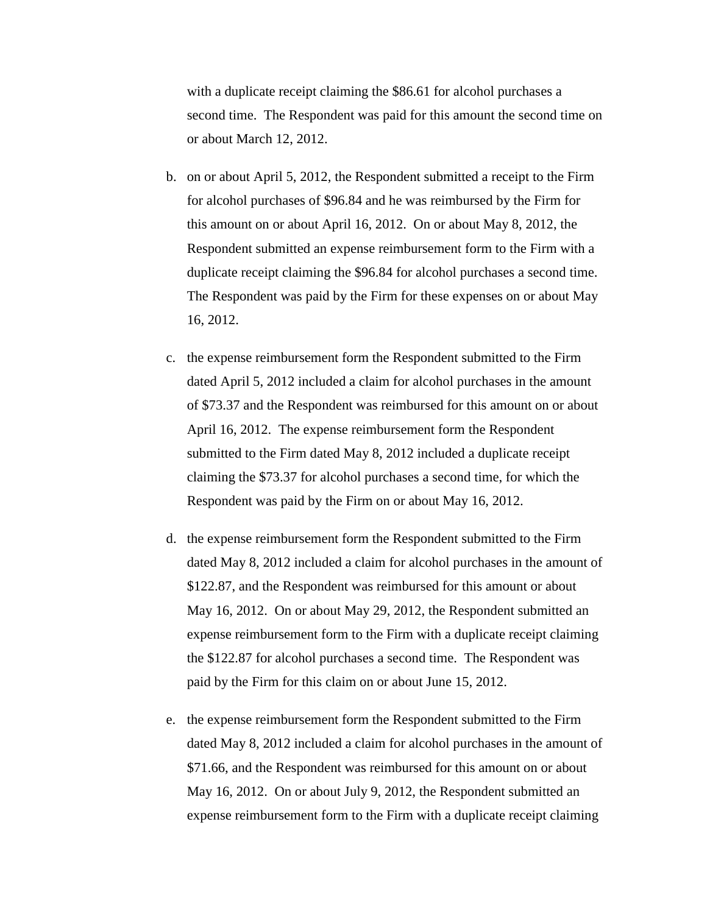with a duplicate receipt claiming the $86.61 for alcohol purchases a second time. The Respondent was paid for this amount the second time on or about March 12, 2012.

b. on or about April 5, 2012, the Respondent submitted a receipt to the Firm for alcohol purchases of $96.84 and he was reimbursed by the Firm for this amount on or about April 16, 2012. On or about May 8, 2012, the Respondent submitted an expense reimbursement form to the Firm with a duplicate receipt claiming the $96.84 for alcohol purchases a second time. The Respondent was paid by the Firm for these expenses on or about May 16, 2012.

c. the expense reimbursement form the Respondent submitted to the Firm dated April 5, 2012 included a claim for alcohol purchases in the amount of $73.37 and the Respondent was reimbursed for this amount on or about April 16, 2012. The expense reimbursement form the Respondent submitted to the Firm dated May 8, 2012 included a duplicate receipt claiming the $73.37 for alcohol purchases a second time, for which the Respondent was paid by the Firm on or about May 16, 2012.

d. the expense reimbursement form the Respondent submitted to the Firm dated May 8, 2012 included a claim for alcohol purchases in the amount of $122.87, and the Respondent was reimbursed for this amount or about May 16, 2012. On or about May 29, 2012, the Respondent submitted an expense reimbursement form to the Firm with a duplicate receipt claiming the $122.87 for alcohol purchases a second time. The Respondent was paid by the Firm for this claim on or about June 15, 2012.

e. the expense reimbursement form the Respondent submitted to the Firm dated May 8, 2012 included a claim for alcohol purchases in the amount of $71.66, and the Respondent was reimbursed for this amount on or about May 16, 2012. On or about July 9, 2012, the Respondent submitted an expense reimbursement form to the Firm with a duplicate receipt claiming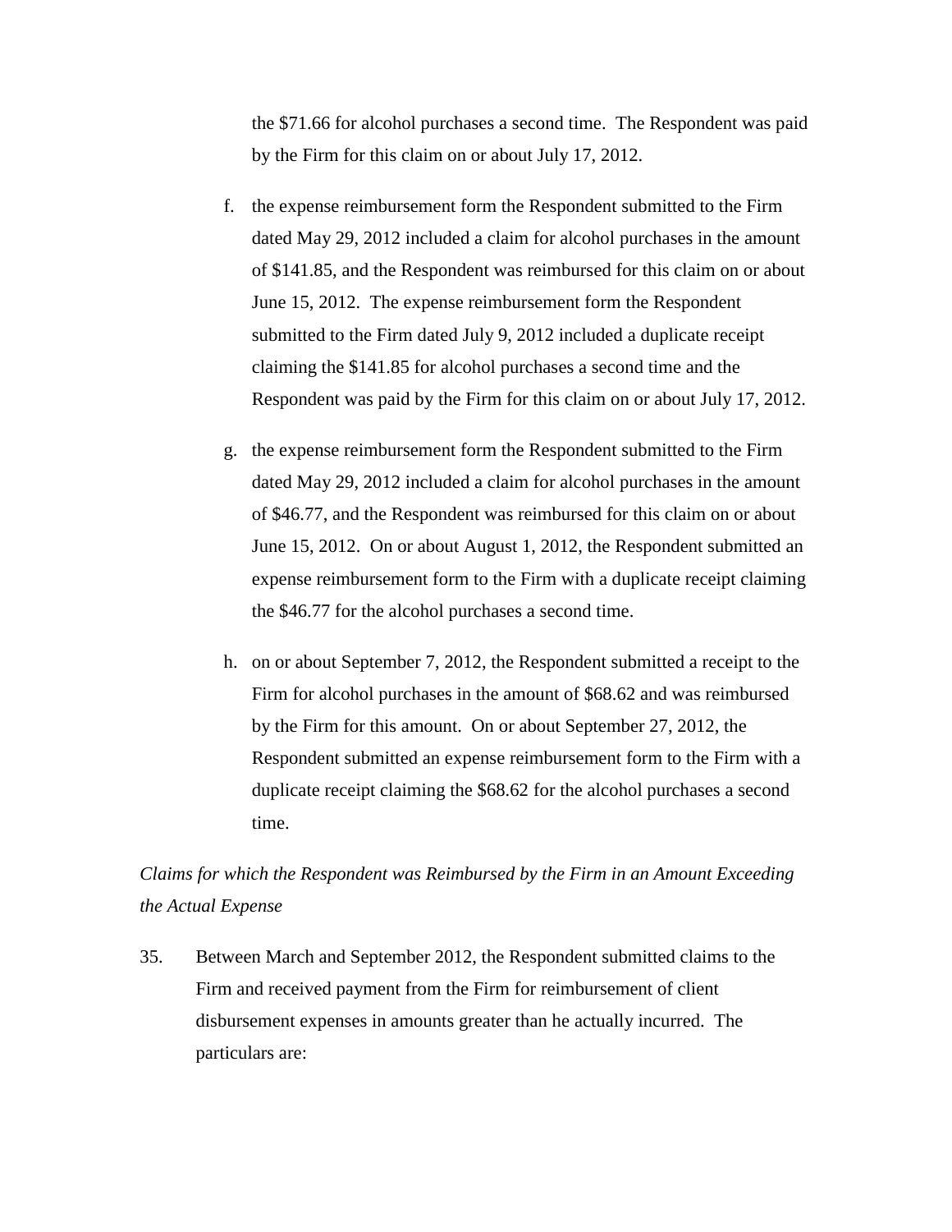the $71.66 for alcohol purchases a second time. The Respondent was paid by the Firm for this claim on or about July 17, 2012.

f. the expense reimbursement form the Respondent submitted to the Firm dated May 29, 2012 included a claim for alcohol purchases in the amount of $141.85, and the Respondent was reimbursed for this claim on or about June 15, 2012. The expense reimbursement form the Respondent submitted to the Firm dated July 9, 2012 included a duplicate receipt claiming the $141.85 for alcohol purchases a second time and the Respondent was paid by the Firm for this claim on or about July 17, 2012.

g. the expense reimbursement form the Respondent submitted to the Firm dated May 29, 2012 included a claim for alcohol purchases in the amount of $46.77, and the Respondent was reimbursed for this claim on or about June 15, 2012. On or about August 1, 2012, the Respondent submitted an expense reimbursement form to the Firm with a duplicate receipt claiming the $46.77 for the alcohol purchases a second time.

h. on or about September 7, 2012, the Respondent submitted a receipt to the Firm for alcohol purchases in the amount of $68.62 and was reimbursed by the Firm for this amount. On or about September 27, 2012, the Respondent submitted an expense reimbursement form to the Firm with a duplicate receipt claiming the $68.62 for the alcohol purchases a second time.

*Claims for which the Respondent was Reimbursed by the Firm in an Amount Exceeding the Actual Expense*

35. Between March and September 2012, the Respondent submitted claims to the Firm and received payment from the Firm for reimbursement of client disbursement expenses in amounts greater than he actually incurred. The particulars are: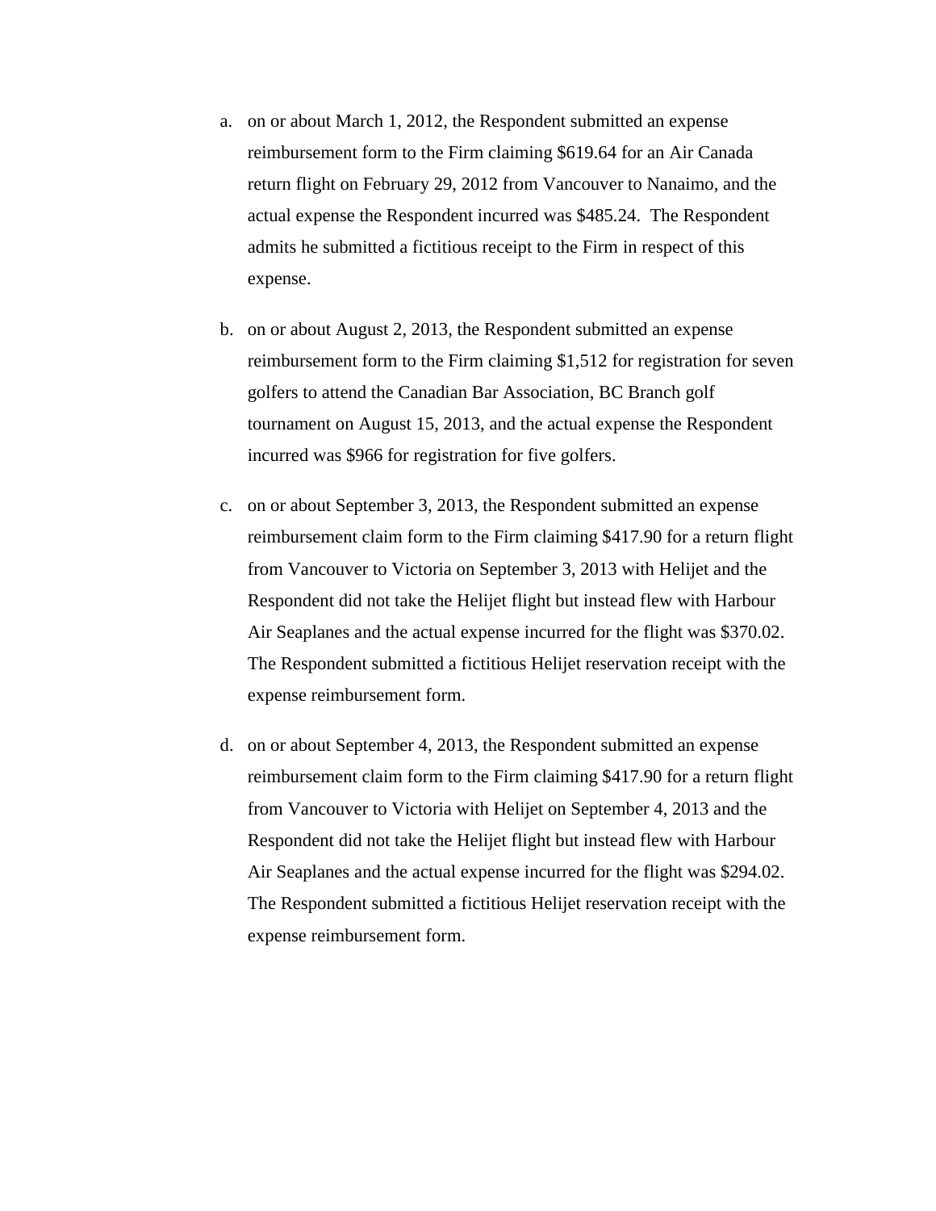a. on or about March 1, 2012, the Respondent submitted an expense reimbursement form to the Firm claiming $619.64 for an Air Canada return flight on February 29, 2012 from Vancouver to Nanaimo, and the actual expense the Respondent incurred was $485.24. The Respondent admits he submitted a fictitious receipt to the Firm in respect of this expense.

b. on or about August 2, 2013, the Respondent submitted an expense reimbursement form to the Firm claiming $1,512 for registration for seven golfers to attend the Canadian Bar Association, BC Branch golf tournament on August 15, 2013, and the actual expense the Respondent incurred was $966 for registration for five golfers.

c. on or about September 3, 2013, the Respondent submitted an expense reimbursement claim form to the Firm claiming $417.90 for a return flight from Vancouver to Victoria on September 3, 2013 with Helijet and the Respondent did not take the Helijet flight but instead flew with Harbour Air Seaplanes and the actual expense incurred for the flight was $370.02. The Respondent submitted a fictitious Helijet reservation receipt with the expense reimbursement form.

d. on or about September 4, 2013, the Respondent submitted an expense reimbursement claim form to the Firm claiming $417.90 for a return flight from Vancouver to Victoria with Helijet on September 4, 2013 and the Respondent did not take the Helijet flight but instead flew with Harbour Air Seaplanes and the actual expense incurred for the flight was $294.02. The Respondent submitted a fictitious Helijet reservation receipt with the expense reimbursement form.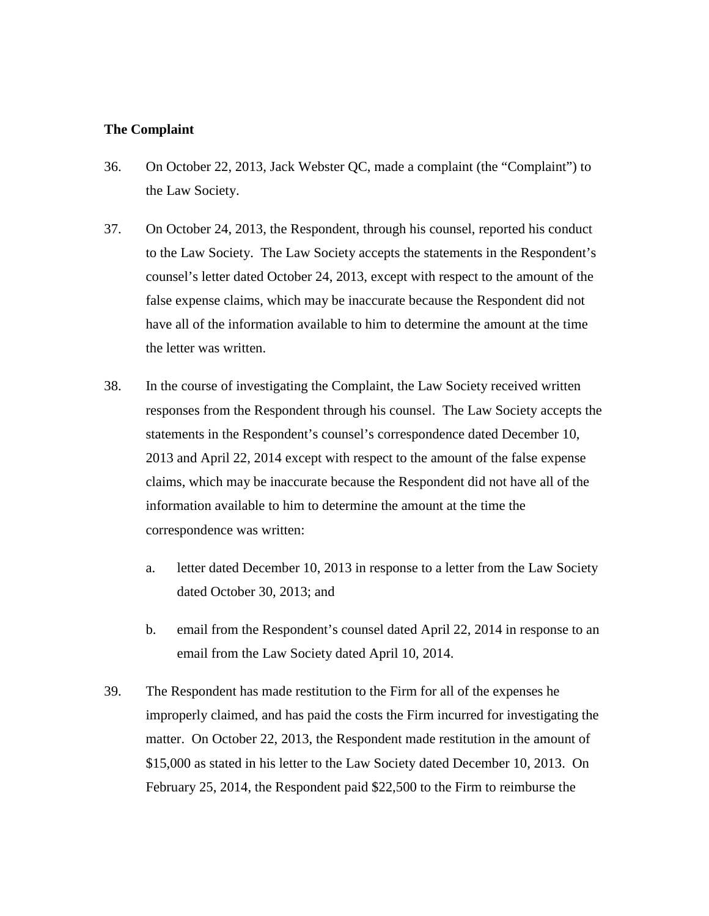**The Complaint**

36. On October 22, 2013, Jack Webster QC, made a complaint (the "Complaint") to the Law Society.

37. On October 24, 2013, the Respondent, through his counsel, reported his conduct to the Law Society. The Law Society accepts the statements in the Respondent's counsel's letter dated October 24, 2013, except with respect to the amount of the false expense claims, which may be inaccurate because the Respondent did not have all of the information available to him to determine the amount at the time the letter was written.

38. In the course of investigating the Complaint, the Law Society received written responses from the Respondent through his counsel. The Law Society accepts the statements in the Respondent's counsel's correspondence dated December 10, 2013 and April 22, 2014 except with respect to the amount of the false expense claims, which may be inaccurate because the Respondent did not have all of the information available to him to determine the amount at the time the correspondence was written:

   a. letter dated December 10, 2013 in response to a letter from the Law Society dated October 30, 2013; and

   b. email from the Respondent's counsel dated April 22, 2014 in response to an email from the Law Society dated April 10, 2014.

39. The Respondent has made restitution to the Firm for all of the expenses he improperly claimed, and has paid the costs the Firm incurred for investigating the matter. On October 22, 2013, the Respondent made restitution in the amount of $15,000 as stated in his letter to the Law Society dated December 10, 2013. On February 25, 2014, the Respondent paid $22,500 to the Firm to reimburse the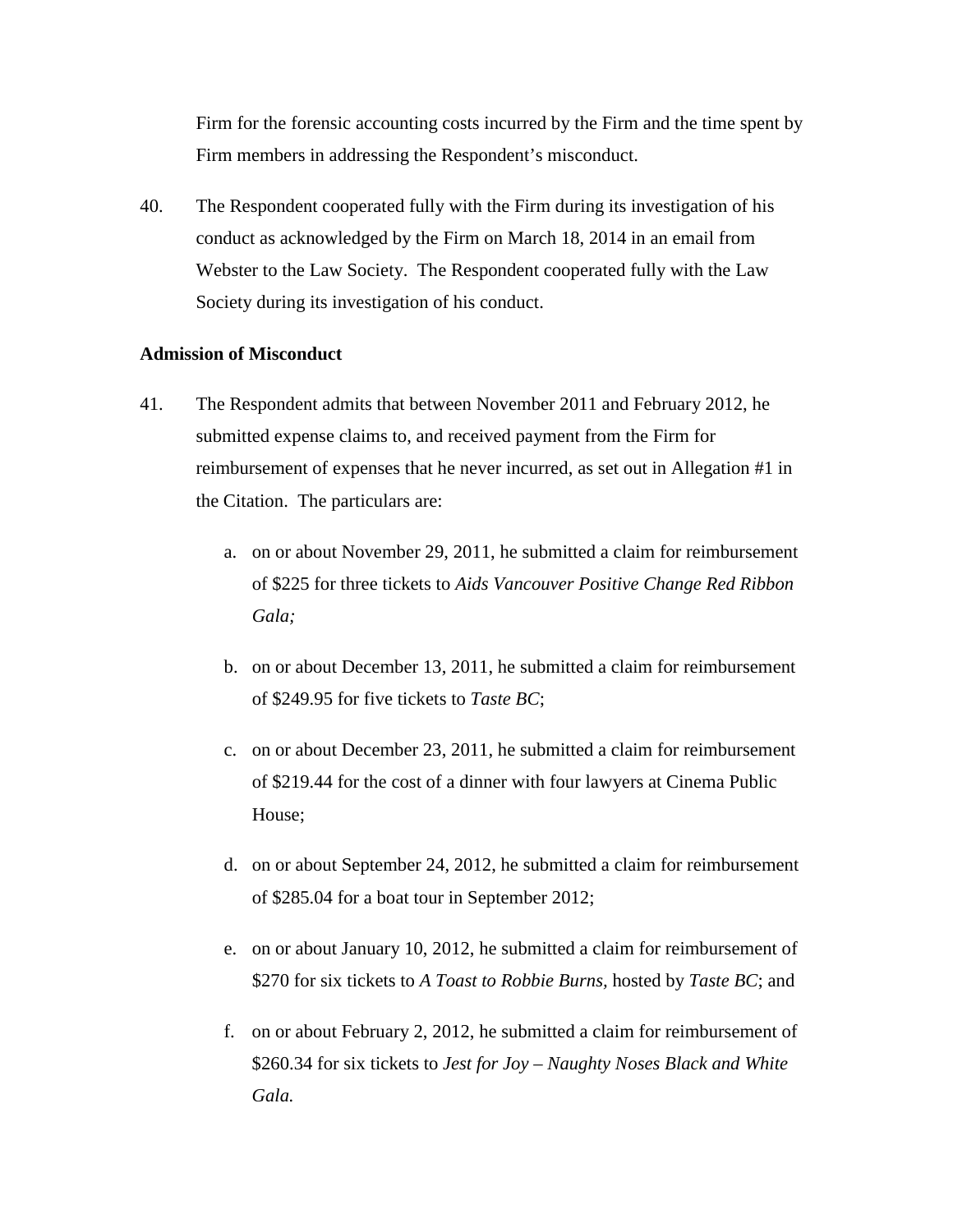Firm for the forensic accounting costs incurred by the Firm and the time spent by Firm members in addressing the Respondent's misconduct.

40. The Respondent cooperated fully with the Firm during its investigation of his conduct as acknowledged by the Firm on March 18, 2014 in an email from Webster to the Law Society. The Respondent cooperated fully with the Law Society during its investigation of his conduct.

**Admission of Misconduct**

41. The Respondent admits that between November 2011 and February 2012, he submitted expense claims to, and received payment from the Firm for reimbursement of expenses that he never incurred, as set out in Allegation #1 in the Citation. The particulars are:

   a. on or about November 29, 2011, he submitted a claim for reimbursement of $225 for three tickets to *Aids Vancouver Positive Change Red Ribbon Gala;*

   b. on or about December 13, 2011, he submitted a claim for reimbursement of $249.95 for five tickets to *Taste BC*;

   c. on or about December 23, 2011, he submitted a claim for reimbursement of $219.44 for the cost of a dinner with four lawyers at Cinema Public House;

   d. on or about September 24, 2012, he submitted a claim for reimbursement of $285.04 for a boat tour in September 2012;

   e. on or about January 10, 2012, he submitted a claim for reimbursement of $270 for six tickets to *A Toast to Robbie Burns*, hosted by *Taste BC*; and

   f. on or about February 2, 2012, he submitted a claim for reimbursement of $260.34 for six tickets to *Jest for Joy – Naughty Noses Black and White Gala.*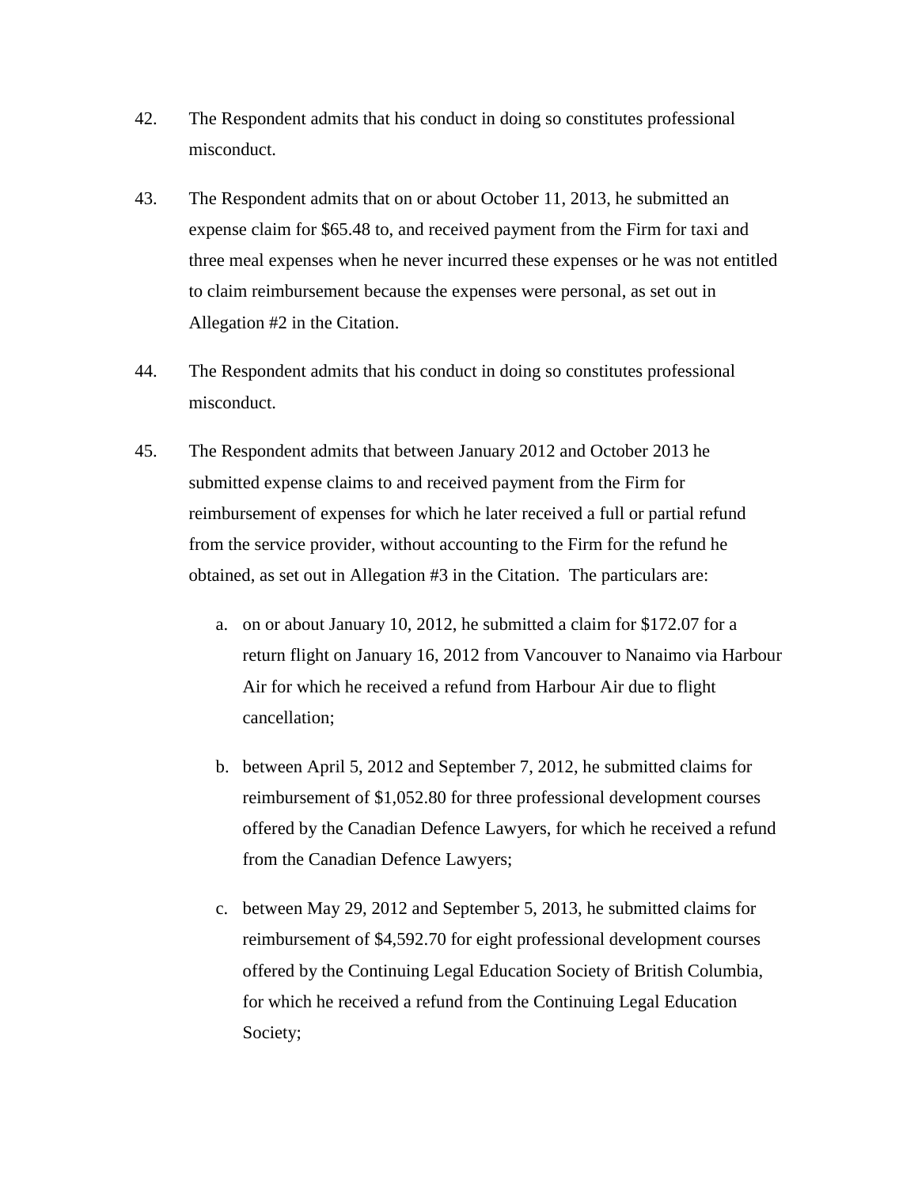42. The Respondent admits that his conduct in doing so constitutes professional misconduct.

43. The Respondent admits that on or about October 11, 2013, he submitted an expense claim for $65.48 to, and received payment from the Firm for taxi and three meal expenses when he never incurred these expenses or he was not entitled to claim reimbursement because the expenses were personal, as set out in Allegation #2 in the Citation.

44. The Respondent admits that his conduct in doing so constitutes professional misconduct.

45. The Respondent admits that between January 2012 and October 2013 he submitted expense claims to and received payment from the Firm for reimbursement of expenses for which he later received a full or partial refund from the service provider, without accounting to the Firm for the refund he obtained, as set out in Allegation #3 in the Citation. The particulars are:

    a. on or about January 10, 2012, he submitted a claim for $172.07 for a return flight on January 16, 2012 from Vancouver to Nanaimo via Harbour Air for which he received a refund from Harbour Air due to flight cancellation;

    b. between April 5, 2012 and September 7, 2012, he submitted claims for reimbursement of $1,052.80 for three professional development courses offered by the Canadian Defence Lawyers, for which he received a refund from the Canadian Defence Lawyers;

    c. between May 29, 2012 and September 5, 2013, he submitted claims for reimbursement of $4,592.70 for eight professional development courses offered by the Continuing Legal Education Society of British Columbia, for which he received a refund from the Continuing Legal Education Society;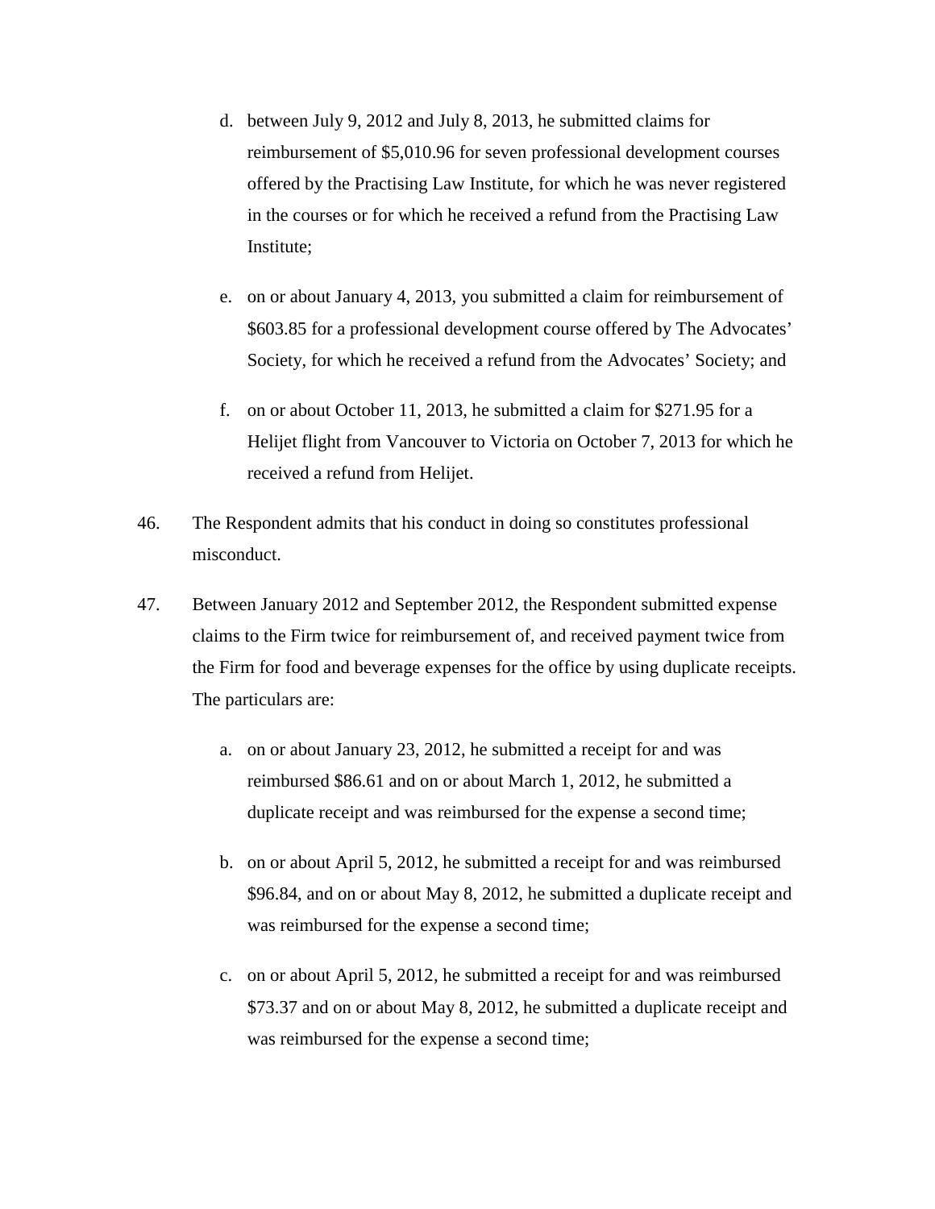d. between July 9, 2012 and July 8, 2013, he submitted claims for reimbursement of $5,010.96 for seven professional development courses offered by the Practising Law Institute, for which he was never registered in the courses or for which he received a refund from the Practising Law Institute;

e. on or about January 4, 2013, you submitted a claim for reimbursement of $603.85 for a professional development course offered by The Advocates' Society, for which he received a refund from the Advocates' Society; and

f. on or about October 11, 2013, he submitted a claim for $271.95 for a Helijet flight from Vancouver to Victoria on October 7, 2013 for which he received a refund from Helijet.

46. The Respondent admits that his conduct in doing so constitutes professional misconduct.

47. Between January 2012 and September 2012, the Respondent submitted expense claims to the Firm twice for reimbursement of, and received payment twice from the Firm for food and beverage expenses for the office by using duplicate receipts. The particulars are:

a. on or about January 23, 2012, he submitted a receipt for and was reimbursed $86.61 and on or about March 1, 2012, he submitted a duplicate receipt and was reimbursed for the expense a second time;

b. on or about April 5, 2012, he submitted a receipt for and was reimbursed $96.84, and on or about May 8, 2012, he submitted a duplicate receipt and was reimbursed for the expense a second time;

c. on or about April 5, 2012, he submitted a receipt for and was reimbursed $73.37 and on or about May 8, 2012, he submitted a duplicate receipt and was reimbursed for the expense a second time;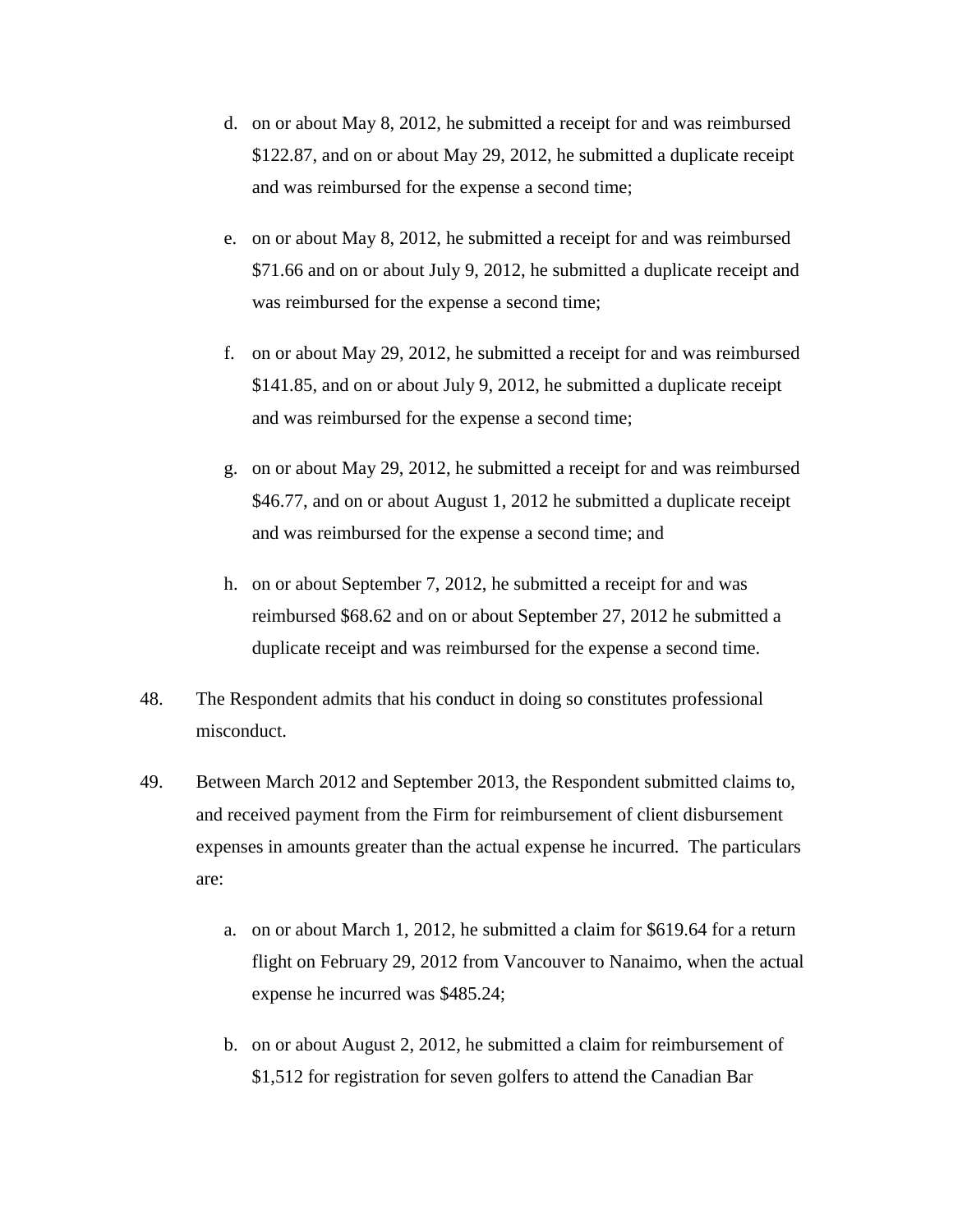d. on or about May 8, 2012, he submitted a receipt for and was reimbursed $122.87, and on or about May 29, 2012, he submitted a duplicate receipt and was reimbursed for the expense a second time;

e. on or about May 8, 2012, he submitted a receipt for and was reimbursed $71.66 and on or about July 9, 2012, he submitted a duplicate receipt and was reimbursed for the expense a second time;

f. on or about May 29, 2012, he submitted a receipt for and was reimbursed $141.85, and on or about July 9, 2012, he submitted a duplicate receipt and was reimbursed for the expense a second time;

g. on or about May 29, 2012, he submitted a receipt for and was reimbursed $46.77, and on or about August 1, 2012 he submitted a duplicate receipt and was reimbursed for the expense a second time; and

h. on or about September 7, 2012, he submitted a receipt for and was reimbursed $68.62 and on or about September 27, 2012 he submitted a duplicate receipt and was reimbursed for the expense a second time.

48. The Respondent admits that his conduct in doing so constitutes professional misconduct.

49. Between March 2012 and September 2013, the Respondent submitted claims to, and received payment from the Firm for reimbursement of client disbursement expenses in amounts greater than the actual expense he incurred. The particulars are:

a. on or about March 1, 2012, he submitted a claim for $619.64 for a return flight on February 29, 2012 from Vancouver to Nanaimo, when the actual expense he incurred was $485.24;

b. on or about August 2, 2012, he submitted a claim for reimbursement of $1,512 for registration for seven golfers to attend the Canadian Bar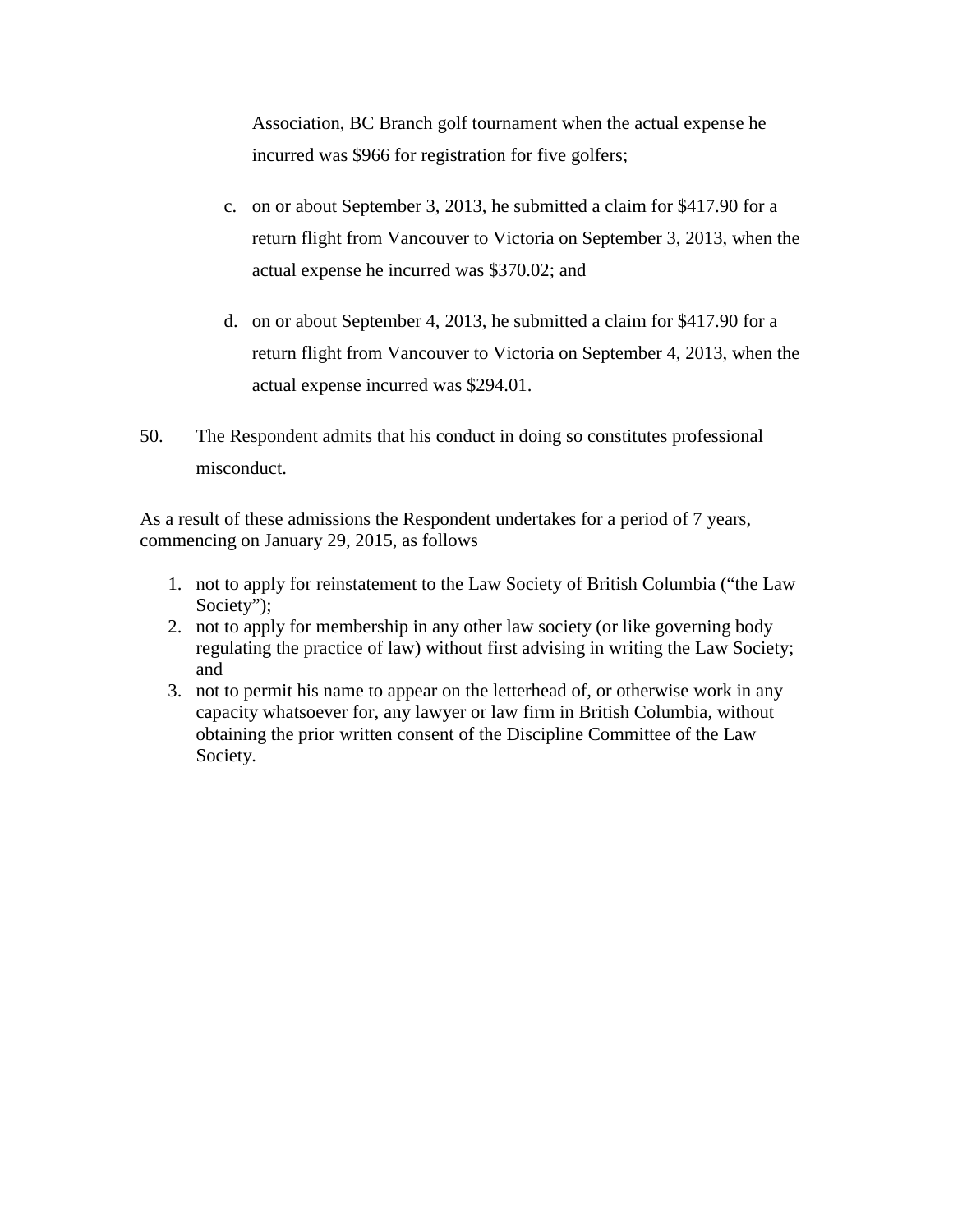Association, BC Branch golf tournament when the actual expense he incurred was $966 for registration for five golfers;

c. on or about September 3, 2013, he submitted a claim for $417.90 for a return flight from Vancouver to Victoria on September 3, 2013, when the actual expense he incurred was $370.02; and

d. on or about September 4, 2013, he submitted a claim for $417.90 for a return flight from Vancouver to Victoria on September 4, 2013, when the actual expense incurred was $294.01.

50. The Respondent admits that his conduct in doing so constitutes professional misconduct.

As a result of these admissions the Respondent undertakes for a period of 7 years, commencing on January 29, 2015, as follows

1. not to apply for reinstatement to the Law Society of British Columbia ("the Law Society");
2. not to apply for membership in any other law society (or like governing body regulating the practice of law) without first advising in writing the Law Society; and
3. not to permit his name to appear on the letterhead of, or otherwise work in any capacity whatsoever for, any lawyer or law firm in British Columbia, without obtaining the prior written consent of the Discipline Committee of the Law Society.